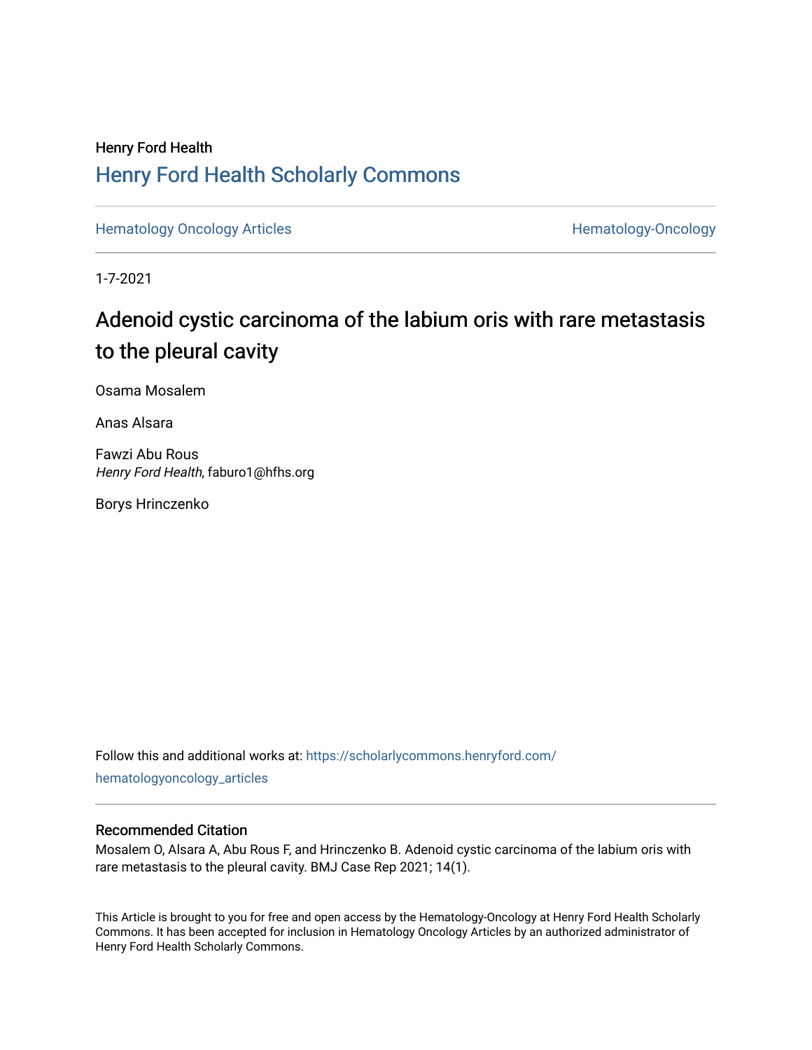Henry Ford Health

# Henry Ford Health Scholarly Commons

Hematology Oncology Articles

Hematology-Oncology

1-7-2021

# Adenoid cystic carcinoma of the labium oris with rare metastasis to the pleural cavity

Osama Mosalem

Anas Alsara

Fawzi Abu Rous
*Henry Ford Health*, faburo1@hfhs.org

Borys Hrinczenko

Follow this and additional works at: https://scholarlycommons.henryford.com/hematologyoncology_articles

## Recommended Citation

Mosalem O, Alsara A, Abu Rous F, and Hrinczenko B. Adenoid cystic carcinoma of the labium oris with rare metastasis to the pleural cavity. BMJ Case Rep 2021; 14(1).

This Article is brought to you for free and open access by the Hematology-Oncology at Henry Ford Health Scholarly Commons. It has been accepted for inclusion in Hematology Oncology Articles by an authorized administrator of Henry Ford Health Scholarly Commons.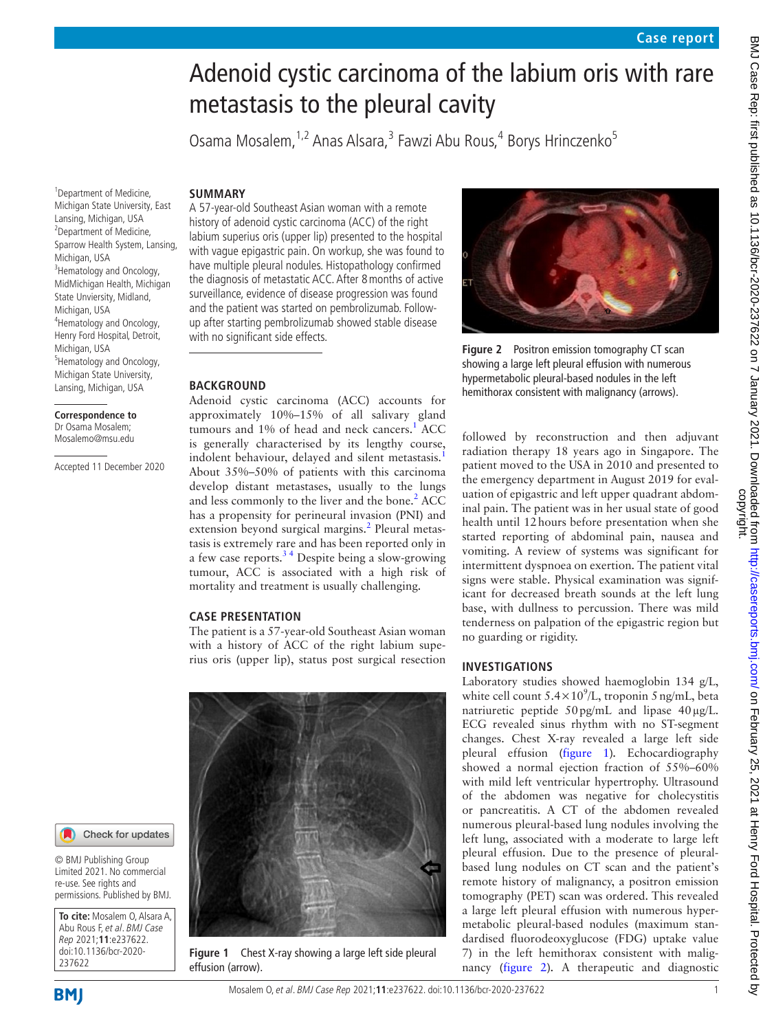# Adenoid cystic carcinoma of the labium oris with rare metastasis to the pleural cavity

Osama Mosalem,[1,2] Anas Alsara,[3] Fawzi Abu Rous,[4] Borys Hrinczenko[5]

[1]Department of Medicine, Michigan State University, East Lansing, Michigan, USA
[2]Department of Medicine, Sparrow Health System, Lansing, Michigan, USA
[3]Hematology and Oncology, MidMichigan Health, Michigan State Unviersity, Midland, Michigan, USA
[4]Hematology and Oncology, Henry Ford Hospital, Detroit, Michigan, USA
[5]Hematology and Oncology, Michigan State University, Lansing, Michigan, USA

**Correspondence to** Dr Osama Mosalem; Mosalemo@msu.edu

Accepted 11 December 2020

© BMJ Publishing Group Limited 2021. No commercial re-use. See rights and permissions. Published by BMJ.

**To cite:** Mosalem O, Alsara A, Abu Rous F, *et al*. *BMJ Case Rep* 2021;**11**:e237622. doi:10.1136/bcr-2020-237622

## SUMMARY

A 57-year-old Southeast Asian woman with a remote history of adenoid cystic carcinoma (ACC) of the right labium superius oris (upper lip) presented to the hospital with vague epigastric pain. On workup, she was found to have multiple pleural nodules. Histopathology confirmed the diagnosis of metastatic ACC. After 8 months of active surveillance, evidence of disease progression was found and the patient was started on pembrolizumab. Follow-up after starting pembrolizumab showed stable disease with no significant side effects.

## BACKGROUND

Adenoid cystic carcinoma (ACC) accounts for approximately 10%–15% of all salivary gland tumours and 1% of head and neck cancers.[1] ACC is generally characterised by its lengthy course, indolent behaviour, delayed and silent metastasis.[1] About 35%–50% of patients with this carcinoma develop distant metastases, usually to the lungs and less commonly to the liver and the bone.[2] ACC has a propensity for perineural invasion (PNI) and extension beyond surgical margins.[2] Pleural metastasis is extremely rare and has been reported only in a few case reports.[3,4] Despite being a slow-growing tumour, ACC is associated with a high risk of mortality and treatment is usually challenging.

## CASE PRESENTATION

The patient is a 57-year-old Southeast Asian woman with a history of ACC of the right labium superius oris (upper lip), status post surgical resection followed by reconstruction and then adjuvant radiation therapy 18 years ago in Singapore. The patient moved to the USA in 2010 and presented to the emergency department in August 2019 for evaluation of epigastric and left upper quadrant abdominal pain. The patient was in her usual state of good health until 12 hours before presentation when she started reporting of abdominal pain, nausea and vomiting. A review of systems was significant for intermittent dyspnoea on exertion. The patient vital signs were stable. Physical examination was significant for decreased breath sounds at the left lung base, with dullness to percussion. There was mild tenderness on palpation of the epigastric region but no guarding or rigidity.

Figure 1 Chest X-ray showing a large left side pleural effusion (arrow).

Figure 2 Positron emission tomography CT scan showing a large left pleural effusion with numerous hypermetabolic pleural-based nodules in the left hemithorax consistent with malignancy (arrows).

## INVESTIGATIONS

Laboratory studies showed haemoglobin 134 g/L, white cell count $5.4\times10^9$/L, troponin 5 ng/mL, beta natriuretic peptide 50 pg/mL and lipase 40 µg/L. ECG revealed sinus rhythm with no ST-segment changes. Chest X-ray revealed a large left side pleural effusion (figure 1). Echocardiography showed a normal ejection fraction of 55%–60% with mild left ventricular hypertrophy. Ultrasound of the abdomen was negative for cholecystitis or pancreatitis. A CT of the abdomen revealed numerous pleural-based lung nodules involving the left lung, associated with a moderate to large left pleural effusion. Due to the presence of pleural-based lung nodules on CT scan and the patient's remote history of malignancy, a positron emission tomography (PET) scan was ordered. This revealed a large left pleural effusion with numerous hypermetabolic pleural-based nodules (maximum standardised fluorodeoxyglucose (FDG) uptake value 7) in the left hemithorax consistent with malignancy (figure 2). A therapeutic and diagnostic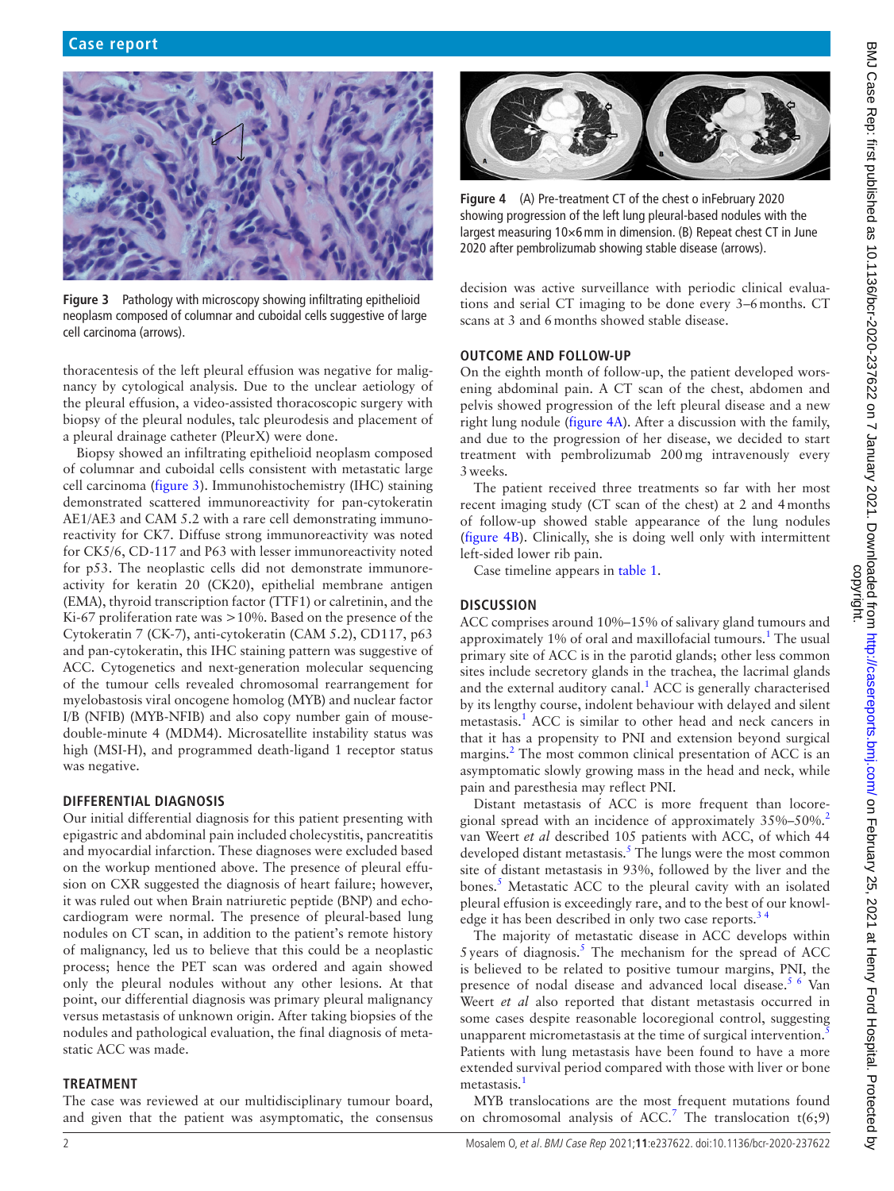Figure 3 Pathology with microscopy showing infiltrating epithelioid neoplasm composed of columnar and cuboidal cells suggestive of large cell carcinoma (arrows).

thoracentesis of the left pleural effusion was negative for malignancy by cytological analysis. Due to the unclear aetiology of the pleural effusion, a video-assisted thoracoscopic surgery with biopsy of the pleural nodules, talc pleurodesis and placement of a pleural drainage catheter (PleurX) were done.

Biopsy showed an infiltrating epithelioid neoplasm composed of columnar and cuboidal cells consistent with metastatic large cell carcinoma (figure 3). Immunohistochemistry (IHC) staining demonstrated scattered immunoreactivity for pan-cytokeratin AE1/AE3 and CAM 5.2 with a rare cell demonstrating immunoreactivity for CK7. Diffuse strong immunoreactivity was noted for CK5/6, CD-117 and P63 with lesser immunoreactivity noted for p53. The neoplastic cells did not demonstrate immunoreactivity for keratin 20 (CK20), epithelial membrane antigen (EMA), thyroid transcription factor (TTF1) or calretinin, and the Ki-67 proliferation rate was >10%. Based on the presence of the Cytokeratin 7 (CK-7), anti-cytokeratin (CAM 5.2), CD117, p63 and pan-cytokeratin, this IHC staining pattern was suggestive of ACC. Cytogenetics and next-generation molecular sequencing of the tumour cells revealed chromosomal rearrangement for myelobastosis viral oncogene homolog (MYB) and nuclear factor I/B (NFIB) (MYB-NFIB) and also copy number gain of mouse-double-minute 4 (MDM4). Microsatellite instability status was high (MSI-H), and programmed death-ligand 1 receptor status was negative.

## DIFFERENTIAL DIAGNOSIS

Our initial differential diagnosis for this patient presenting with epigastric and abdominal pain included cholecystitis, pancreatitis and myocardial infarction. These diagnoses were excluded based on the workup mentioned above. The presence of pleural effusion on CXR suggested the diagnosis of heart failure; however, it was ruled out when Brain natriuretic peptide (BNP) and echocardiogram were normal. The presence of pleural-based lung nodules on CT scan, in addition to the patient's remote history of malignancy, led us to believe that this could be a neoplastic process; hence the PET scan was ordered and again showed only the pleural nodules without any other lesions. At that point, our differential diagnosis was primary pleural malignancy versus metastasis of unknown origin. After taking biopsies of the nodules and pathological evaluation, the final diagnosis of metastatic ACC was made.

## TREATMENT

The case was reviewed at our multidisciplinary tumour board, and given that the patient was asymptomatic, the consensus decision was active surveillance with periodic clinical evaluations and serial CT imaging to be done every 3–6 months. CT scans at 3 and 6 months showed stable disease.

Figure 4 (A) Pre-treatment CT of the chest o inFebruary 2020 showing progression of the left lung pleural-based nodules with the largest measuring 10×6 mm in dimension. (B) Repeat chest CT in June 2020 after pembrolizumab showing stable disease (arrows).

## OUTCOME AND FOLLOW-UP

On the eighth month of follow-up, the patient developed worsening abdominal pain. A CT scan of the chest, abdomen and pelvis showed progression of the left pleural disease and a new right lung nodule (figure 4A). After a discussion with the family, and due to the progression of her disease, we decided to start treatment with pembrolizumab 200 mg intravenously every 3 weeks.

The patient received three treatments so far with her most recent imaging study (CT scan of the chest) at 2 and 4 months of follow-up showed stable appearance of the lung nodules (figure 4B). Clinically, she is doing well only with intermittent left-sided lower rib pain.

Case timeline appears in table 1.

## DISCUSSION

ACC comprises around 10%–15% of salivary gland tumours and approximately 1% of oral and maxillofacial tumours.[1] The usual primary site of ACC is in the parotid glands; other less common sites include secretory glands in the trachea, the lacrimal glands and the external auditory canal.[1] ACC is generally characterised by its lengthy course, indolent behaviour with delayed and silent metastasis.[1] ACC is similar to other head and neck cancers in that it has a propensity to PNI and extension beyond surgical margins.[2] The most common clinical presentation of ACC is an asymptomatic slowly growing mass in the head and neck, while pain and paresthesia may reflect PNI.

Distant metastasis of ACC is more frequent than locoregional spread with an incidence of approximately 35%–50%.[2] van Weert *et al* described 105 patients with ACC, of which 44 developed distant metastasis.[5] The lungs were the most common site of distant metastasis in 93%, followed by the liver and the bones.[5] Metastatic ACC to the pleural cavity with an isolated pleural effusion is exceedingly rare, and to the best of our knowledge it has been described in only two case reports.[3 4]

The majority of metastatic disease in ACC develops within 5 years of diagnosis.[5] The mechanism for the spread of ACC is believed to be related to positive tumour margins, PNI, the presence of nodal disease and advanced local disease.[5 6] Van Weert *et al* also reported that distant metastasis occurred in some cases despite reasonable locoregional control, suggesting unapparent micrometastasis at the time of surgical intervention.[5] Patients with lung metastasis have been found to have a more extended survival period compared with those with liver or bone metastasis.[1]

MYB translocations are the most frequent mutations found on chromosomal analysis of ACC.[7] The translocation t(6;9)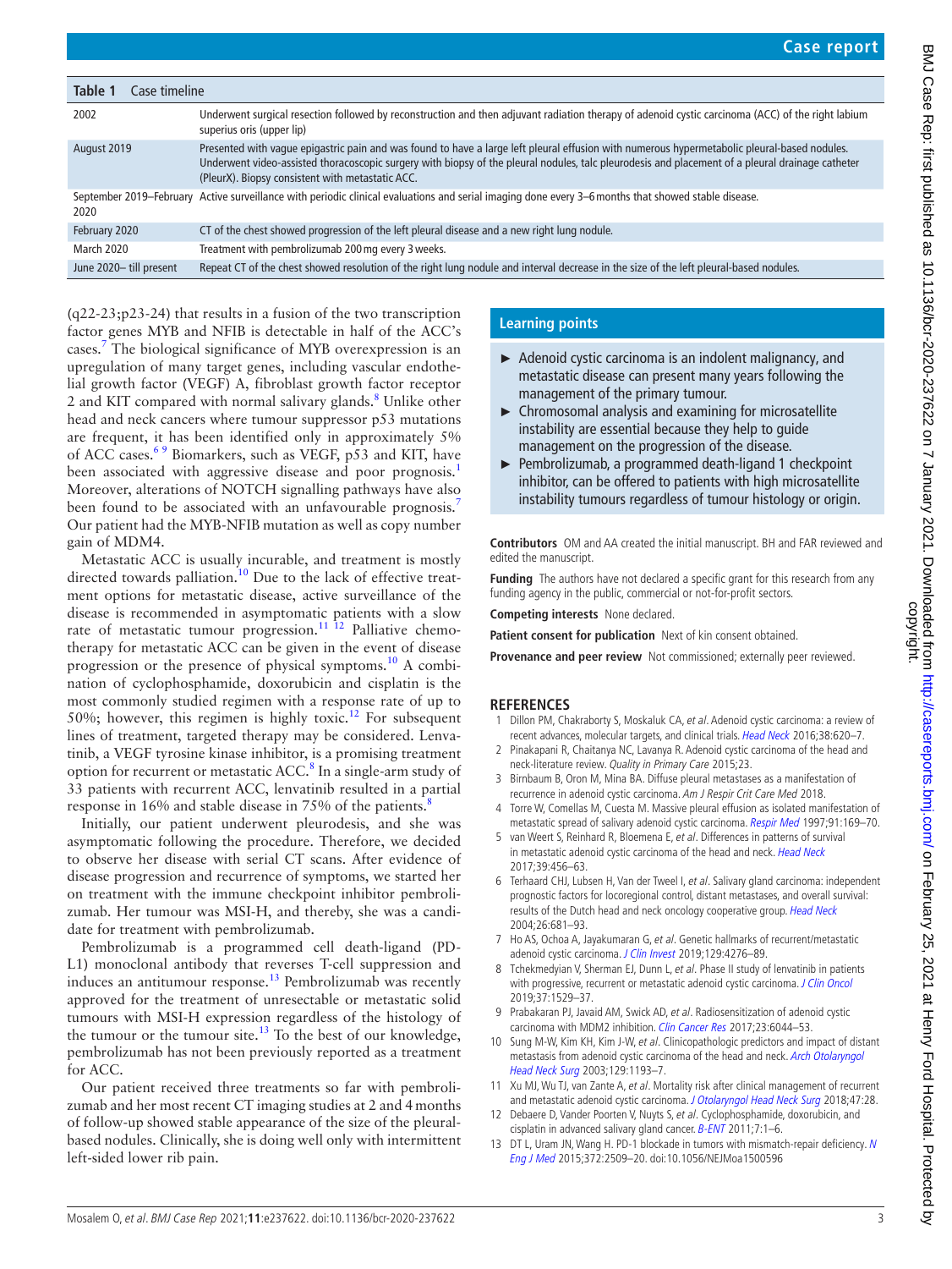**Table 1** Case timeline

| | |
|---|---|
| 2002 | Underwent surgical resection followed by reconstruction and then adjuvant radiation therapy of adenoid cystic carcinoma (ACC) of the right labium superius oris (upper lip) |
| August 2019 | Presented with vague epigastric pain and was found to have a large left pleural effusion with numerous hypermetabolic pleural-based nodules. Underwent video-assisted thoracoscopic surgery with biopsy of the pleural nodules, talc pleurodesis and placement of a pleural drainage catheter (PleurX). Biopsy consistent with metastatic ACC. |
| September 2019–February 2020 | Active surveillance with periodic clinical evaluations and serial imaging done every 3–6 months that showed stable disease. |
| February 2020 | CT of the chest showed progression of the left pleural disease and a new right lung nodule. |
| March 2020 | Treatment with pembrolizumab 200 mg every 3 weeks. |
| June 2020– till present | Repeat CT of the chest showed resolution of the right lung nodule and interval decrease in the size of the left pleural-based nodules. |

(q22-23;p23-24) that results in a fusion of the two transcription factor genes MYB and NFIB is detectable in half of the ACC's cases.[7] The biological significance of MYB overexpression is an upregulation of many target genes, including vascular endothelial growth factor (VEGF) A, fibroblast growth factor receptor 2 and KIT compared with normal salivary glands.[8] Unlike other head and neck cancers where tumour suppressor p53 mutations are frequent, it has been identified only in approximately 5% of ACC cases.[6 9] Biomarkers, such as VEGF, p53 and KIT, have been associated with aggressive disease and poor prognosis.[1] Moreover, alterations of NOTCH signalling pathways have also been found to be associated with an unfavourable prognosis.[7] Our patient had the MYB-NFIB mutation as well as copy number gain of MDM4.

Metastatic ACC is usually incurable, and treatment is mostly directed towards palliation.[10] Due to the lack of effective treatment options for metastatic disease, active surveillance of the disease is recommended in asymptomatic patients with a slow rate of metastatic tumour progression.[11 12] Palliative chemotherapy for metastatic ACC can be given in the event of disease progression or the presence of physical symptoms.[10] A combination of cyclophosphamide, doxorubicin and cisplatin is the most commonly studied regimen with a response rate of up to 50%; however, this regimen is highly toxic.[12] For subsequent lines of treatment, targeted therapy may be considered. Lenvatinib, a VEGF tyrosine kinase inhibitor, is a promising treatment option for recurrent or metastatic ACC.[8] In a single-arm study of 33 patients with recurrent ACC, lenvatinib resulted in a partial response in 16% and stable disease in 75% of the patients.[8]

Initially, our patient underwent pleurodesis, and she was asymptomatic following the procedure. Therefore, we decided to observe her disease with serial CT scans. After evidence of disease progression and recurrence of symptoms, we started her on treatment with the immune checkpoint inhibitor pembrolizumab. Her tumour was MSI-H, and thereby, she was a candidate for treatment with pembrolizumab.

Pembrolizumab is a programmed cell death-ligand (PD-L1) monoclonal antibody that reverses T-cell suppression and induces an antitumour response.[13] Pembrolizumab was recently approved for the treatment of unresectable or metastatic solid tumours with MSI-H expression regardless of the histology of the tumour or the tumour site.[13] To the best of our knowledge, pembrolizumab has not been previously reported as a treatment for ACC.

Our patient received three treatments so far with pembrolizumab and her most recent CT imaging studies at 2 and 4 months of follow-up showed stable appearance of the size of the pleural-based nodules. Clinically, she is doing well only with intermittent left-sided lower rib pain.

## Learning points

- Adenoid cystic carcinoma is an indolent malignancy, and metastatic disease can present many years following the management of the primary tumour.
- Chromosomal analysis and examining for microsatellite instability are essential because they help to guide management on the progression of the disease.
- Pembrolizumab, a programmed death-ligand 1 checkpoint inhibitor, can be offered to patients with high microsatellite instability tumours regardless of tumour histology or origin.

**Contributors** OM and AA created the initial manuscript. BH and FAR reviewed and edited the manuscript.

**Funding** The authors have not declared a specific grant for this research from any funding agency in the public, commercial or not-for-profit sectors.

**Competing interests** None declared.

**Patient consent for publication** Next of kin consent obtained.

**Provenance and peer review** Not commissioned; externally peer reviewed.

## REFERENCES

1. Dillon PM, Chakraborty S, Moskaluk CA, *et al*. Adenoid cystic carcinoma: a review of recent advances, molecular targets, and clinical trials. *Head Neck* 2016;38:620–7.
2. Pinakapani R, Chaitanya NC, Lavanya R. Adenoid cystic carcinoma of the head and neck-literature review. *Quality in Primary Care* 2015;23.
3. Birnbaum B, Oron M, Mina BA. Diffuse pleural metastases as a manifestation of recurrence in adenoid cystic carcinoma. *Am J Respir Crit Care Med* 2018.
4. Torre W, Comellas M, Cuesta M. Massive pleural effusion as isolated manifestation of metastatic spread of salivary adenoid cystic carcinoma. *Respir Med* 1997;91:169–70.
5. van Weert S, Reinhard R, Bloemena E, *et al*. Differences in patterns of survival in metastatic adenoid cystic carcinoma of the head and neck. *Head Neck* 2017;39:456–63.
6. Terhaard CHJ, Lubsen H, Van der Tweel I, *et al*. Salivary gland carcinoma: independent prognostic factors for locoregional control, distant metastases, and overall survival: results of the Dutch head and neck oncology cooperative group. *Head Neck* 2004;26:681–93.
7. Ho AS, Ochoa A, Jayakumaran G, *et al*. Genetic hallmarks of recurrent/metastatic adenoid cystic carcinoma. *J Clin Invest* 2019;129:4276–89.
8. Tchekmedyian V, Sherman EJ, Dunn L, *et al*. Phase II study of lenvatinib in patients with progressive, recurrent or metastatic adenoid cystic carcinoma. *J Clin Oncol* 2019;37:1529–37.
9. Prabakaran PJ, Javaid AM, Swick AD, *et al*. Radiosensitization of adenoid cystic carcinoma with MDM2 inhibition. *Clin Cancer Res* 2017;23:6044–53.
10. Sung M-W, Kim KH, Kim J-W, *et al*. Clinicopathologic predictors and impact of distant metastasis from adenoid cystic carcinoma of the head and neck. *Arch Otolaryngol Head Neck Surg* 2003;129:1193–7.
11. Xu MJ, Wu TJ, van Zante A, *et al*. Mortality risk after clinical management of recurrent and metastatic adenoid cystic carcinoma. *J Otolaryngol Head Neck Surg* 2018;47:28.
12. Debaere D, Vander Poorten V, Nuyts S, *et al*. Cyclophosphamide, doxorubicin, and cisplatin in advanced salivary gland cancer. *B-ENT* 2011;7:1–6.
13. DT L, Uram JN, Wang H. PD-1 blockade in tumors with mismatch-repair deficiency. *N Eng J Med* 2015;372:2509–20. doi:10.1056/NEJMoa1500596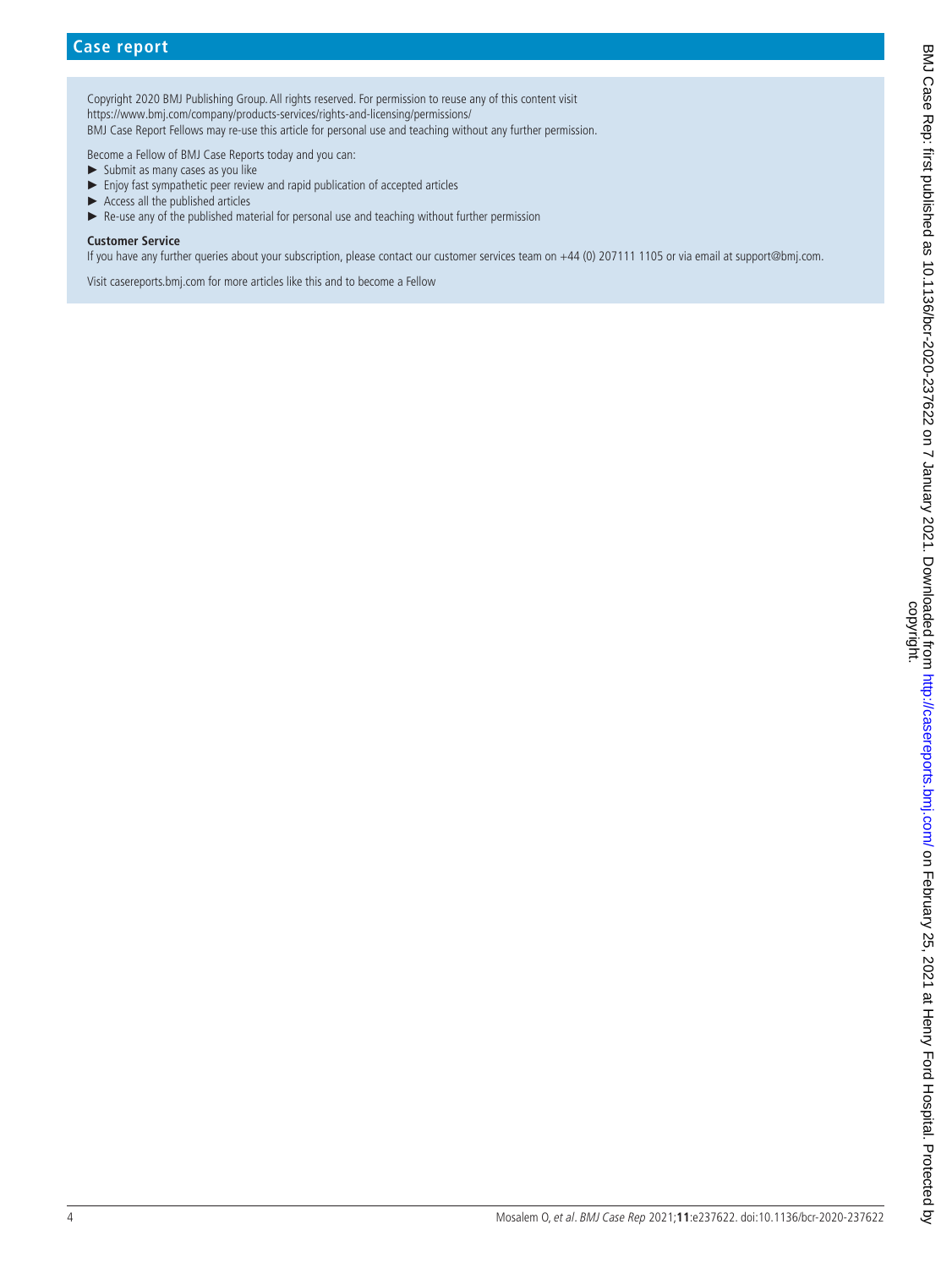Copyright 2020 BMJ Publishing Group. All rights reserved. For permission to reuse any of this content visit
https://www.bmj.com/company/products-services/rights-and-licensing/permissions/
BMJ Case Report Fellows may re-use this article for personal use and teaching without any further permission.

Become a Fellow of BMJ Case Reports today and you can:

- ► Submit as many cases as you like
- ► Enjoy fast sympathetic peer review and rapid publication of accepted articles
- ► Access all the published articles
- ► Re-use any of the published material for personal use and teaching without further permission

**Customer Service**

If you have any further queries about your subscription, please contact our customer services team on +44 (0) 207111 1105 or via email at support@bmj.com.

Visit casereports.bmj.com for more articles like this and to become a Fellow